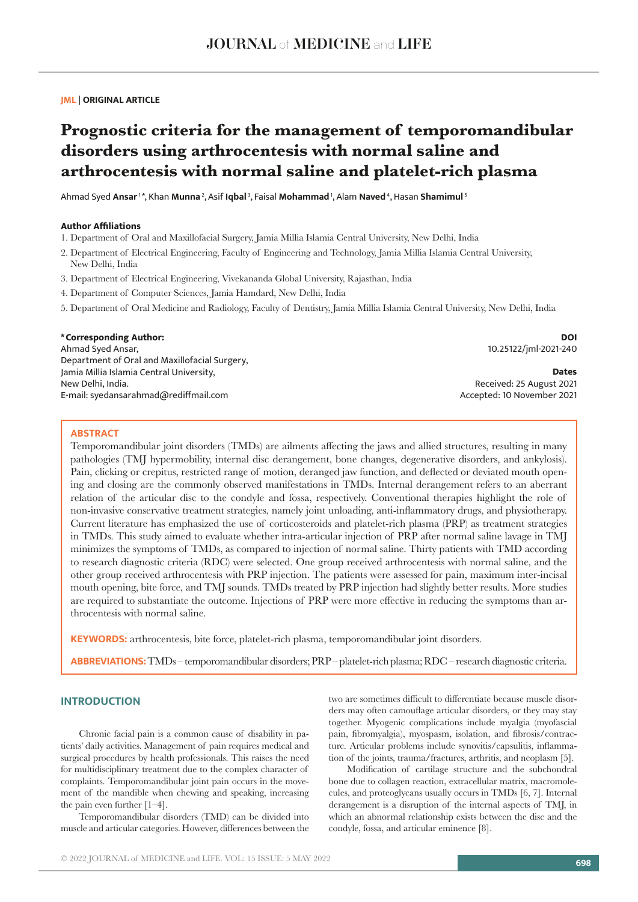**JML | ORIGINAL ARTICLE**

# Prognostic criteria for the management of temporomandibular disorders using arthrocentesis with normal saline and arthrocentesis with normal saline and platelet-rich plasma

Ahmad Syed **Ansar** [1*], Khan **Munna** [2], Asif **Iqbal** [3], Faisal **Mohammad** [1], Alam **Naved** [4], Hasan **Shamimul** [5]

### Author Affiliations

1. Department of Oral and Maxillofacial Surgery, Jamia Millia Islamia Central University, New Delhi, India
2. Department of Electrical Engineering, Faculty of Engineering and Technology, Jamia Millia Islamia Central University, New Delhi, India
3. Department of Electrical Engineering, Vivekananda Global University, Rajasthan, India
4. Department of Computer Sciences, Jamia Hamdard, New Delhi, India
5. Department of Oral Medicine and Radiology, Faculty of Dentistry, Jamia Millia Islamia Central University, New Delhi, India

**\*Corresponding Author:**
Ahmad Syed Ansar,
Department of Oral and Maxillofacial Surgery,
Jamia Millia Islamia Central University,
New Delhi, India.
E-mail: syedansarahmad@rediffmail.com

**DOI**
10.25122/jml-2021-240

**Dates**
Received: 25 August 2021
Accepted: 10 November 2021

## ABSTRACT

Temporomandibular joint disorders (TMDs) are ailments affecting the jaws and allied structures, resulting in many pathologies (TMJ hypermobility, internal disc derangement, bone changes, degenerative disorders, and ankylosis). Pain, clicking or crepitus, restricted range of motion, deranged jaw function, and deflected or deviated mouth opening and closing are the commonly observed manifestations in TMDs. Internal derangement refers to an aberrant relation of the articular disc to the condyle and fossa, respectively. Conventional therapies highlight the role of non-invasive conservative treatment strategies, namely joint unloading, anti-inflammatory drugs, and physiotherapy. Current literature has emphasized the use of corticosteroids and platelet-rich plasma (PRP) as treatment strategies in TMDs. This study aimed to evaluate whether intra-articular injection of PRP after normal saline lavage in TMJ minimizes the symptoms of TMDs, as compared to injection of normal saline. Thirty patients with TMD according to research diagnostic criteria (RDC) were selected. One group received arthrocentesis with normal saline, and the other group received arthrocentesis with PRP injection. The patients were assessed for pain, maximum inter-incisal mouth opening, bite force, and TMJ sounds. TMDs treated by PRP injection had slightly better results. More studies are required to substantiate the outcome. Injections of PRP were more effective in reducing the symptoms than arthrocentesis with normal saline.

**KEYWORDS:** arthrocentesis, bite force, platelet-rich plasma, temporomandibular joint disorders.

**ABBREVIATIONS:** TMDs – temporomandibular disorders; PRP – platelet-rich plasma; RDC – research diagnostic criteria.

## INTRODUCTION

Chronic facial pain is a common cause of disability in patients' daily activities. Management of pain requires medical and surgical procedures by health professionals. This raises the need for multidisciplinary treatment due to the complex character of complaints. Temporomandibular joint pain occurs in the movement of the mandible when chewing and speaking, increasing the pain even further [1–4].

Temporomandibular disorders (TMD) can be divided into muscle and articular categories. However, differences between the two are sometimes difficult to differentiate because muscle disorders may often camouflage articular disorders, or they may stay together. Myogenic complications include myalgia (myofascial pain, fibromyalgia), myospasm, isolation, and fibrosis/contracture. Articular problems include synovitis/capsulitis, inflammation of the joints, trauma/fractures, arthritis, and neoplasm [5].

Modification of cartilage structure and the subchondral bone due to collagen reaction, extracellular matrix, macromolecules, and proteoglycans usually occurs in TMDs [6, 7]. Internal derangement is a disruption of the internal aspects of TMJ, in which an abnormal relationship exists between the disc and the condyle, fossa, and articular eminence [8].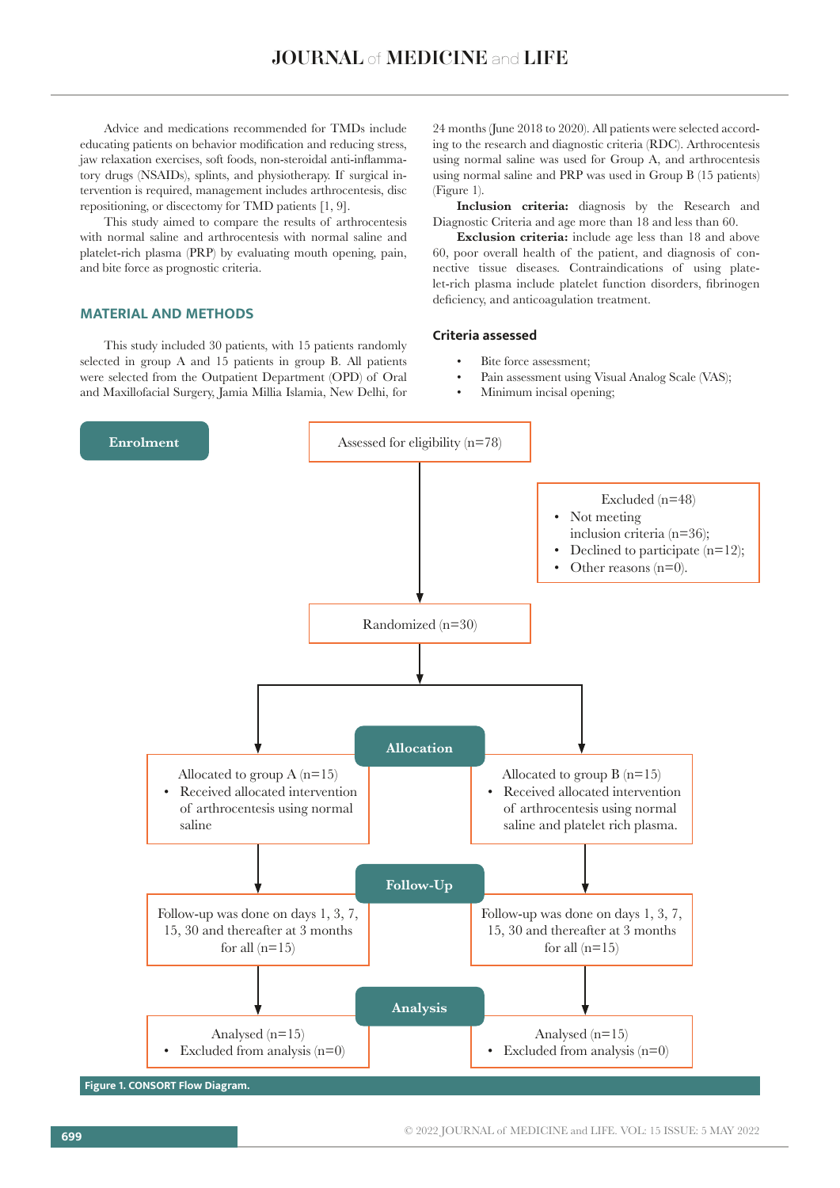Advice and medications recommended for TMDs include educating patients on behavior modification and reducing stress, jaw relaxation exercises, soft foods, non-steroidal anti-inflammatory drugs (NSAIDs), splints, and physiotherapy. If surgical intervention is required, management includes arthrocentesis, disc repositioning, or discectomy for TMD patients [1, 9].

This study aimed to compare the results of arthrocentesis with normal saline and arthrocentesis with normal saline and platelet-rich plasma (PRP) by evaluating mouth opening, pain, and bite force as prognostic criteria.

## MATERIAL AND METHODS

This study included 30 patients, with 15 patients randomly selected in group A and 15 patients in group B. All patients were selected from the Outpatient Department (OPD) of Oral and Maxillofacial Surgery, Jamia Millia Islamia, New Delhi, for 24 months (June 2018 to 2020). All patients were selected according to the research and diagnostic criteria (RDC). Arthrocentesis using normal saline was used for Group A, and arthrocentesis using normal saline and PRP was used in Group B (15 patients) (Figure 1).

**Inclusion criteria:** diagnosis by the Research and Diagnostic Criteria and age more than 18 and less than 60.

**Exclusion criteria:** include age less than 18 and above 60, poor overall health of the patient, and diagnosis of connective tissue diseases. Contraindications of using platelet-rich plasma include platelet function disorders, fibrinogen deficiency, and anticoagulation treatment.

### Criteria assessed

- Bite force assessment;
- Pain assessment using Visual Analog Scale (VAS);
- Minimum incisal opening;

**Enrolment**

Assessed for eligibility (n=78)

Excluded (n=48)
- Not meeting inclusion criteria (n=36);
- Declined to participate (n=12);
- Other reasons (n=0).

Randomized (n=30)

**Allocation**

Allocated to group A (n=15)
- Received allocated intervention of arthrocentesis using normal saline

Allocated to group B (n=15)
- Received allocated intervention of arthrocentesis using normal saline and platelet rich plasma.

**Follow-Up**

Follow-up was done on days 1, 3, 7, 15, 30 and thereafter at 3 months for all (n=15)

Follow-up was done on days 1, 3, 7, 15, 30 and thereafter at 3 months for all (n=15)

**Analysis**

Analysed (n=15)
- Excluded from analysis (n=0)

Analysed (n=15)
- Excluded from analysis (n=0)

**Figure 1. CONSORT Flow Diagram.**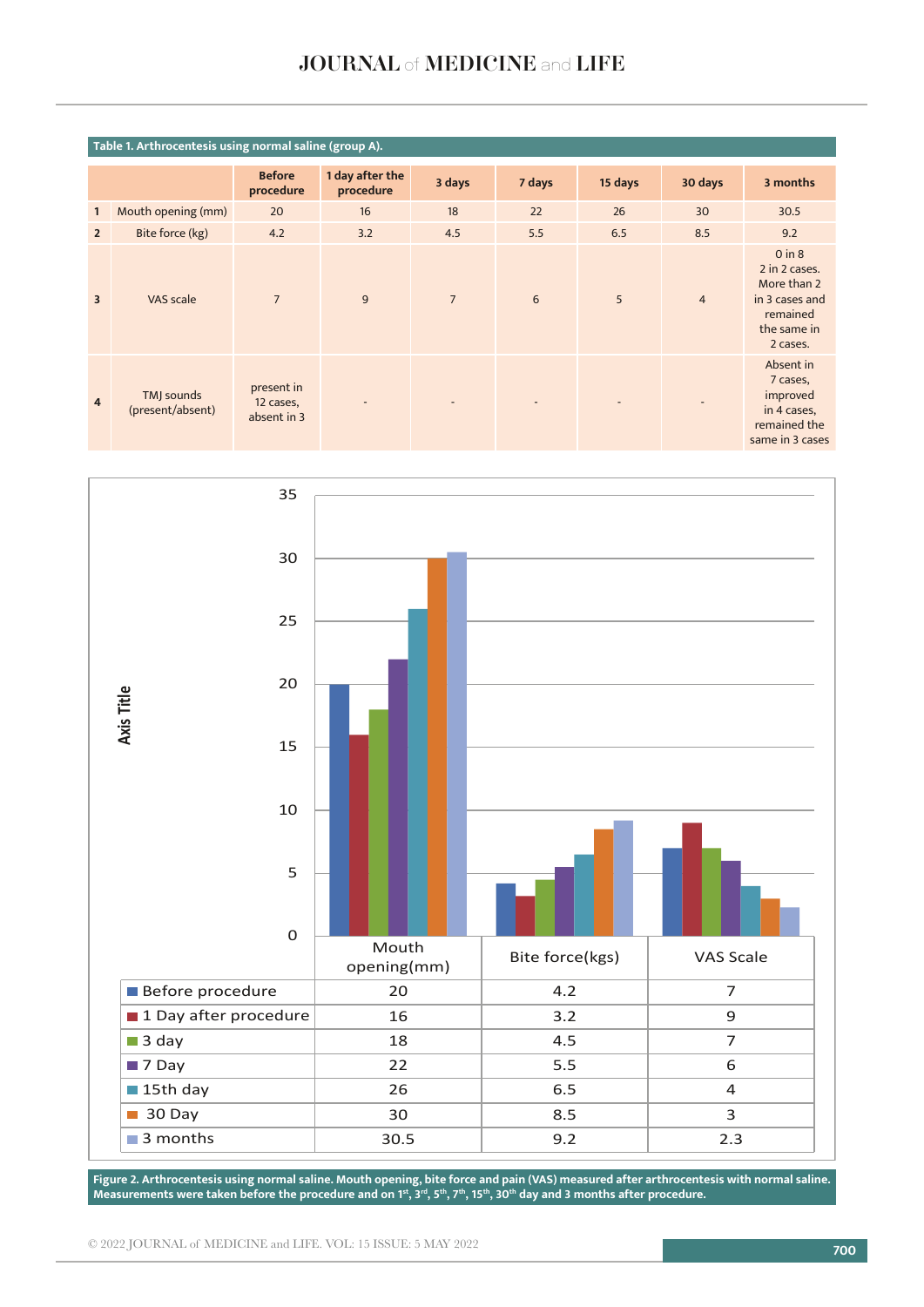**Table 1. Arthrocentesis using normal saline (group A).**

| | | Before procedure | 1 day after the procedure | 3 days | 7 days | 15 days | 30 days | 3 months |
|---|---|---|---|---|---|---|---|---|
| 1 | Mouth opening (mm) | 20 | 16 | 18 | 22 | 26 | 30 | 30.5 |
| 2 | Bite force (kg) | 4.2 | 3.2 | 4.5 | 5.5 | 6.5 | 8.5 | 9.2 |
| 3 | VAS scale | 7 | 9 | 7 | 6 | 5 | 4 | 0 in 8 2 in 2 cases. More than 2 in 3 cases and remained the same in 2 cases. |
| 4 | TMJ sounds (present/absent) | present in 12 cases, absent in 3 | - | - | - | - | - | Absent in 7 cases, improved in 4 cases, remained the same in 3 cases |

| | Mouth opening(mm) | Bite force(kgs) | VAS Scale |
|---|---|---|---|
| Before procedure | 20 | 4.2 | 7 |
| 1 Day after procedure | 16 | 3.2 | 9 |
| 3 day | 18 | 4.5 | 7 |
| 7 Day | 22 | 5.5 | 6 |
| 15th day | 26 | 6.5 | 4 |
| 30 Day | 30 | 8.5 | 3 |
| 3 months | 30.5 | 9.2 | 2.3 |

**Figure 2. Arthrocentesis using normal saline. Mouth opening, bite force and pain (VAS) measured after arthrocentesis with normal saline. Measurements were taken before the procedure and on 1st, 3rd, 5th, 7th, 15th, 30th day and 3 months after procedure.**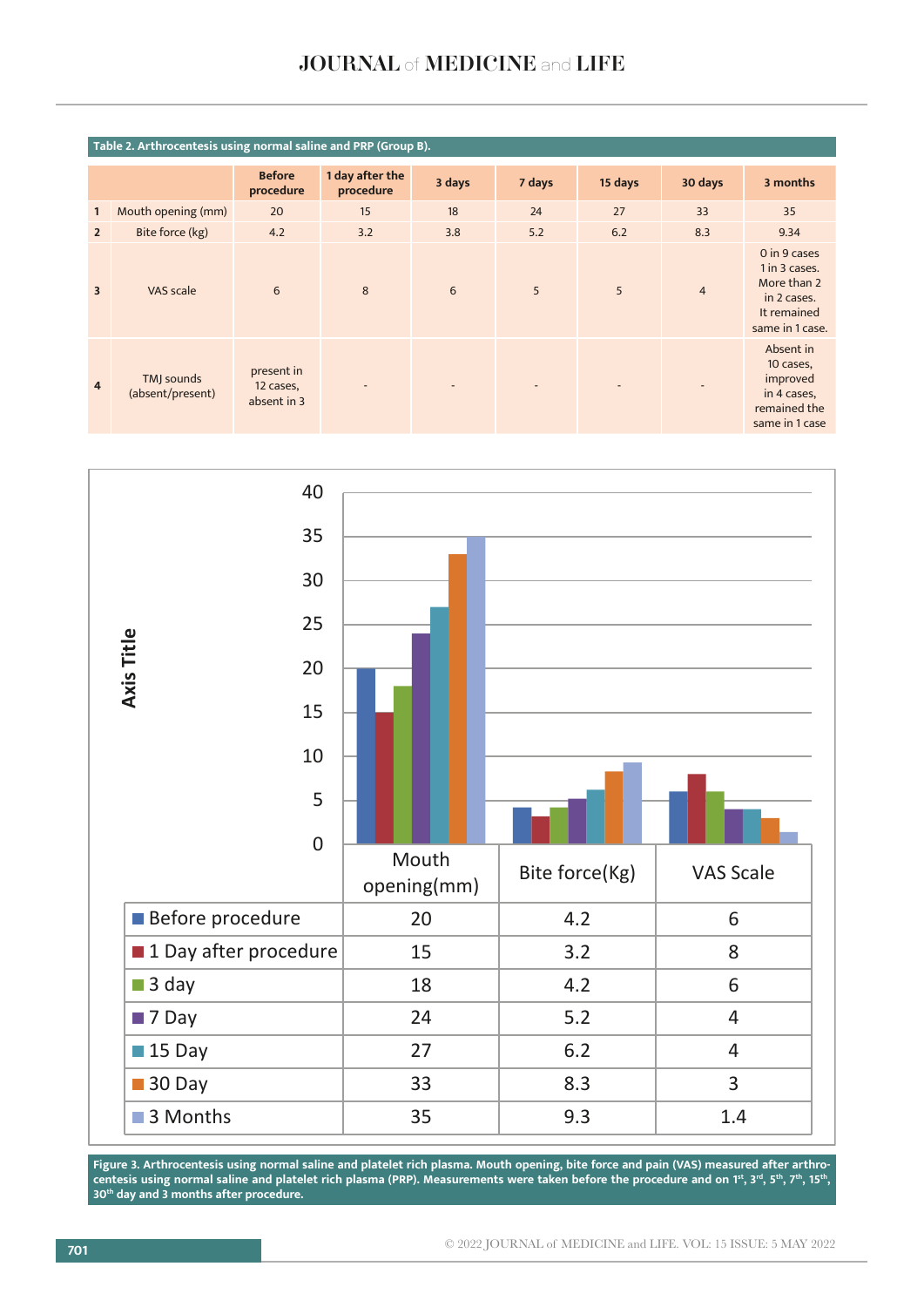**Table 2. Arthrocentesis using normal saline and PRP (Group B).**

| | | Before procedure | 1 day after the procedure | 3 days | 7 days | 15 days | 30 days | 3 months |
|---|---|---|---|---|---|---|---|---|
| 1 | Mouth opening (mm) | 20 | 15 | 18 | 24 | 27 | 33 | 35 |
| 2 | Bite force (kg) | 4.2 | 3.2 | 3.8 | 5.2 | 6.2 | 8.3 | 9.34 |
| 3 | VAS scale | 6 | 8 | 6 | 5 | 5 | 4 | 0 in 9 cases 1 in 3 cases. More than 2 in 2 cases. It remained same in 1 case. |
| 4 | TMJ sounds (absent/present) | present in 12 cases, absent in 3 | - | - | - | - | - | Absent in 10 cases, improved in 4 cases, remained the same in 1 case |

| | Mouth opening(mm) | Bite force(Kg) | VAS Scale |
|---|---|---|---|
| Before procedure | 20 | 4.2 | 6 |
| 1 Day after procedure | 15 | 3.2 | 8 |
| 3 day | 18 | 4.2 | 6 |
| 7 Day | 24 | 5.2 | 4 |
| 15 Day | 27 | 6.2 | 4 |
| 30 Day | 33 | 8.3 | 3 |
| 3 Months | 35 | 9.3 | 1.4 |

**Figure 3. Arthrocentesis using normal saline and platelet rich plasma. Mouth opening, bite force and pain (VAS) measured after arthrocentesis using normal saline and platelet rich plasma (PRP). Measurements were taken before the procedure and on 1st, 3rd, 5th, 7th, 15th, 30th day and 3 months after procedure.**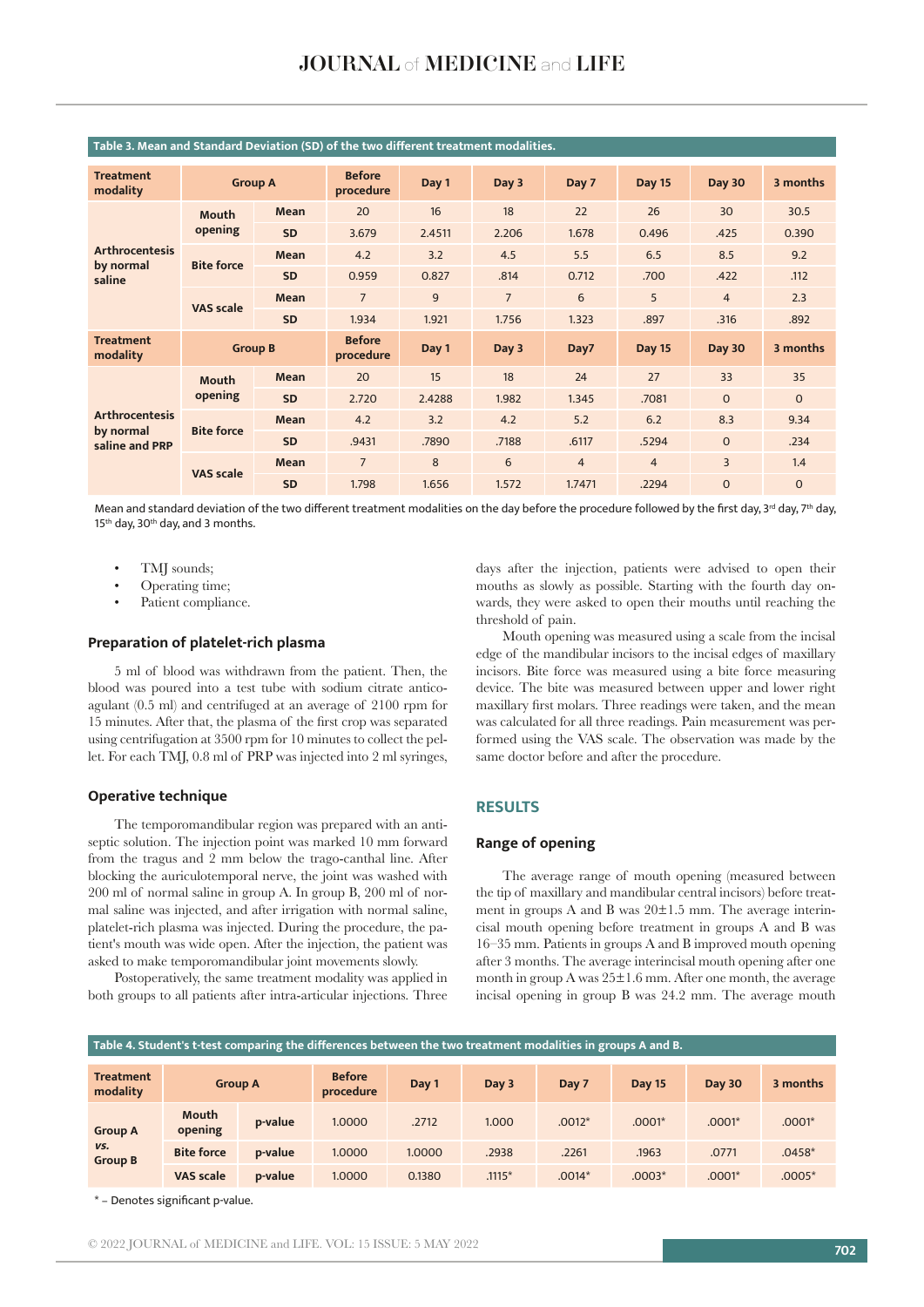**Table 3. Mean and Standard Deviation (SD) of the two different treatment modalities.**

| Treatment modality | Group A | | Before procedure | Day 1 | Day 3 | Day 7 | Day 15 | Day 30 | 3 months |
|---|---|---|---|---|---|---|---|---|---|
| Arthrocentesis by normal saline | Mouth opening | Mean | 20 | 16 | 18 | 22 | 26 | 30 | 30.5 |
| | | SD | 3.679 | 2.4511 | 2.206 | 1.678 | 0.496 | .425 | 0.390 |
| | Bite force | Mean | 4.2 | 3.2 | 4.5 | 5.5 | 6.5 | 8.5 | 9.2 |
| | | SD | 0.959 | 0.827 | .814 | 0.712 | .700 | .422 | .112 |
| | VAS scale | Mean | 7 | 9 | 7 | 6 | 5 | 4 | 2.3 |
| | | SD | 1.934 | 1.921 | 1.756 | 1.323 | .897 | .316 | .892 |
| **Treatment modality** | **Group B** | | **Before procedure** | **Day 1** | **Day 3** | **Day7** | **Day 15** | **Day 30** | **3 months** |
| Arthrocentesis by normal saline and PRP | Mouth opening | Mean | 20 | 15 | 18 | 24 | 27 | 33 | 35 |
| | | SD | 2.720 | 2.4288 | 1.982 | 1.345 | .7081 | 0 | 0 |
| | Bite force | Mean | 4.2 | 3.2 | 4.2 | 5.2 | 6.2 | 8.3 | 9.34 |
| | | SD | .9431 | .7890 | .7188 | .6117 | .5294 | 0 | .234 |
| | VAS scale | Mean | 7 | 8 | 6 | 4 | 4 | 3 | 1.4 |
| | | SD | 1.798 | 1.656 | 1.572 | 1.7471 | .2294 | 0 | 0 |

Mean and standard deviation of the two different treatment modalities on the day before the procedure followed by the first day, 3rd day, 7th day, 15th day, 30th day, and 3 months.

- TMJ sounds;
- Operating time;
- Patient compliance.

### Preparation of platelet-rich plasma

5 ml of blood was withdrawn from the patient. Then, the blood was poured into a test tube with sodium citrate anticoagulant (0.5 ml) and centrifuged at an average of 2100 rpm for 15 minutes. After that, the plasma of the first crop was separated using centrifugation at 3500 rpm for 10 minutes to collect the pellet. For each TMJ, 0.8 ml of PRP was injected into 2 ml syringes,

### Operative technique

The temporomandibular region was prepared with an antiseptic solution. The injection point was marked 10 mm forward from the tragus and 2 mm below the trago-canthal line. After blocking the auriculotemporal nerve, the joint was washed with 200 ml of normal saline in group A. In group B, 200 ml of normal saline was injected, and after irrigation with normal saline, platelet-rich plasma was injected. During the procedure, the patient's mouth was wide open. After the injection, the patient was asked to make temporomandibular joint movements slowly.

Postoperatively, the same treatment modality was applied in both groups to all patients after intra-articular injections. Three days after the injection, patients were advised to open their mouths as slowly as possible. Starting with the fourth day onwards, they were asked to open their mouths until reaching the threshold of pain.

Mouth opening was measured using a scale from the incisal edge of the mandibular incisors to the incisal edges of maxillary incisors. Bite force was measured using a bite force measuring device. The bite was measured between upper and lower right maxillary first molars. Three readings were taken, and the mean was calculated for all three readings. Pain measurement was performed using the VAS scale. The observation was made by the same doctor before and after the procedure.

## RESULTS

### Range of opening

The average range of mouth opening (measured between the tip of maxillary and mandibular central incisors) before treatment in groups A and B was 20±1.5 mm. The average interincisal mouth opening before treatment in groups A and B was 16–35 mm. Patients in groups A and B improved mouth opening after 3 months. The average interincisal mouth opening after one month in group A was 25±1.6 mm. After one month, the average incisal opening in group B was 24.2 mm. The average mouth

**Table 4. Student's t-test comparing the differences between the two treatment modalities in groups A and B.**

| Treatment modality | Group A | | Before procedure | Day 1 | Day 3 | Day 7 | Day 15 | Day 30 | 3 months |
|---|---|---|---|---|---|---|---|---|---|
| Group A *vs.* Group B | Mouth opening | p-value | 1.0000 | .2712 | 1.000 | .0012* | .0001* | .0001* | .0001* |
| | Bite force | p-value | 1.0000 | 1.0000 | .2938 | .2261 | .1963 | .0771 | .0458* |
| | VAS scale | p-value | 1.0000 | 0.1380 | .1115* | .0014* | .0003* | .0001* | .0005* |

* – Denotes significant p-value.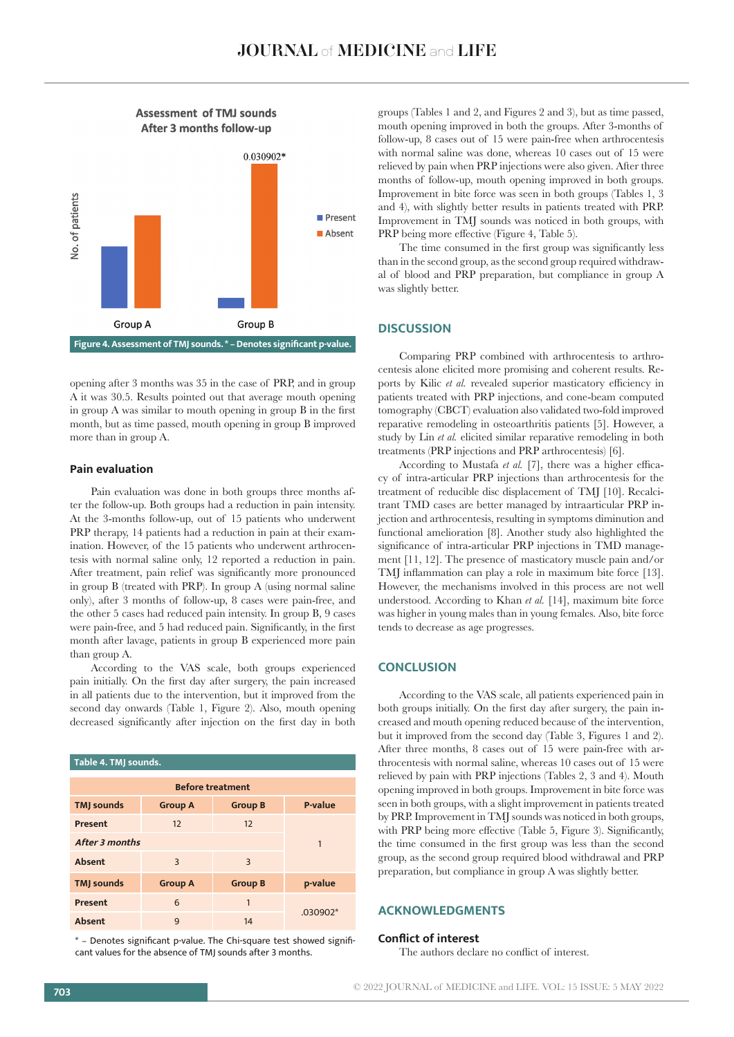Assessment of TMJ sounds
After 3 months follow-up

Figure 4. Assessment of TMJ sounds. * – Denotes significant p-value.

opening after 3 months was 35 in the case of PRP, and in group A it was 30.5. Results pointed out that average mouth opening in group A was similar to mouth opening in group B in the first month, but as time passed, mouth opening in group B improved more than in group A.

### Pain evaluation

Pain evaluation was done in both groups three months after the follow-up. Both groups had a reduction in pain intensity. At the 3-months follow-up, out of 15 patients who underwent PRP therapy, 14 patients had a reduction in pain at their examination. However, of the 15 patients who underwent arthrocentesis with normal saline only, 12 reported a reduction in pain. After treatment, pain relief was significantly more pronounced in group B (treated with PRP). In group A (using normal saline only), after 3 months of follow-up, 8 cases were pain-free, and the other 5 cases had reduced pain intensity. In group B, 9 cases were pain-free, and 5 had reduced pain. Significantly, in the first month after lavage, patients in group B experienced more pain than group A.

According to the VAS scale, both groups experienced pain initially. On the first day after surgery, the pain increased in all patients due to the intervention, but it improved from the second day onwards (Table 1, Figure 2). Also, mouth opening decreased significantly after injection on the first day in both groups (Tables 1 and 2, and Figures 2 and 3), but as time passed, mouth opening improved in both the groups. After 3-months of follow-up, 8 cases out of 15 were pain-free when arthrocentesis with normal saline was done, whereas 10 cases out of 15 were relieved by pain when PRP injections were also given. After three months of follow-up, mouth opening improved in both groups. Improvement in bite force was seen in both groups (Tables 1, 3 and 4), with slightly better results in patients treated with PRP. Improvement in TMJ sounds was noticed in both groups, with PRP being more effective (Figure 4, Table 5).

The time consumed in the first group was significantly less than in the second group, as the second group required withdrawal of blood and PRP preparation, but compliance in group A was slightly better.

Table 4. TMJ sounds.

| Before treatment | | | |
|---|---|---|---|
| **TMJ sounds** | **Group A** | **Group B** | **P-value** |
| **Present** | 12 | 12 | 1 |
| ***After 3 months*** | | | |
| **Absent** | 3 | 3 | |
| **TMJ sounds** | **Group A** | **Group B** | **p-value** |
| **Present** | 6 | 1 | .030902* |
| **Absent** | 9 | 14 | |

* – Denotes significant p-value. The Chi-square test showed significant values for the absence of TMJ sounds after 3 months.

## DISCUSSION

Comparing PRP combined with arthrocentesis to arthrocentesis alone elicited more promising and coherent results. Reports by Kilic *et al.* revealed superior masticatory efficiency in patients treated with PRP injections, and cone-beam computed tomography (CBCT) evaluation also validated two-fold improved reparative remodeling in osteoarthritis patients [5]. However, a study by Lin *et al.* elicited similar reparative remodeling in both treatments (PRP injections and PRP arthrocentesis) [6].

According to Mustafa *et al.* [7], there was a higher efficacy of intra-articular PRP injections than arthrocentesis for the treatment of reducible disc displacement of TMJ [10]. Recalcitrant TMD cases are better managed by intraarticular PRP injection and arthrocentesis, resulting in symptoms diminution and functional amelioration [8]. Another study also highlighted the significance of intra-articular PRP injections in TMD management [11, 12]. The presence of masticatory muscle pain and/or TMJ inflammation can play a role in maximum bite force [13]. However, the mechanisms involved in this process are not well understood. According to Khan *et al.* [14], maximum bite force was higher in young males than in young females. Also, bite force tends to decrease as age progresses.

## CONCLUSION

According to the VAS scale, all patients experienced pain in both groups initially. On the first day after surgery, the pain increased and mouth opening reduced because of the intervention, but it improved from the second day (Table 3, Figures 1 and 2). After three months, 8 cases out of 15 were pain-free with arthrocentesis with normal saline, whereas 10 cases out of 15 were relieved by pain with PRP injections (Tables 2, 3 and 4). Mouth opening improved in both groups. Improvement in bite force was seen in both groups, with a slight improvement in patients treated by PRP. Improvement in TMJ sounds was noticed in both groups, with PRP being more effective (Table 5, Figure 3). Significantly, the time consumed in the first group was less than the second group, as the second group required blood withdrawal and PRP preparation, but compliance in group A was slightly better.

## ACKNOWLEDGMENTS

### Conflict of interest

The authors declare no conflict of interest.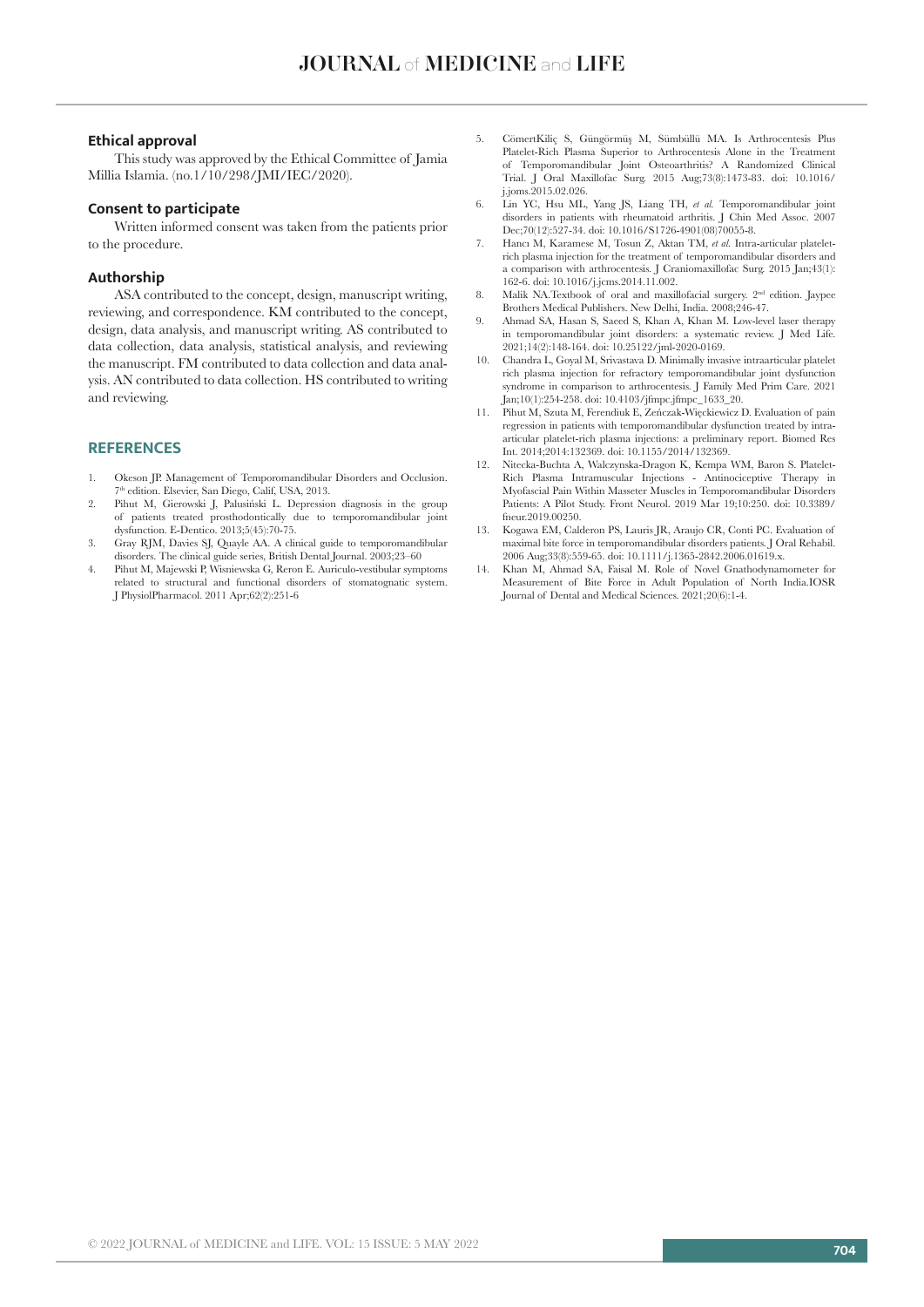### Ethical approval

This study was approved by the Ethical Committee of Jamia Millia Islamia. (no.1/10/298/JMI/IEC/2020).

### Consent to participate

Written informed consent was taken from the patients prior to the procedure.

### Authorship

ASA contributed to the concept, design, manuscript writing, reviewing, and correspondence. KM contributed to the concept, design, data analysis, and manuscript writing. AS contributed to data collection, data analysis, statistical analysis, and reviewing the manuscript. FM contributed to data collection and data analysis. AN contributed to data collection. HS contributed to writing and reviewing.

## REFERENCES

1. Okeson JP. Management of Temporomandibular Disorders and Occlusion. 7th edition. Elsevier, San Diego, Calif, USA, 2013.
2. Pihut M, Gierowski J, Palusiński L. Depression diagnosis in the group of patients treated prosthodontically due to temporomandibular joint dysfunction. E-Dentico. 2013;5(45):70-75.
3. Gray RJM, Davies SJ, Quayle AA. A clinical guide to temporomandibular disorders. The clinical guide series, British Dental Journal. 2003;23–60
4. Pihut M, Majewski P, Wisniewska G, Reron E. Auriculo-vestibular symptoms related to structural and functional disorders of stomatognatic system. J PhysiolPharmacol. 2011 Apr;62(2):251-6
5. CömertKiliç S, Güngörmüş M, Sümbüllü MA. Is Arthrocentesis Plus Platelet-Rich Plasma Superior to Arthrocentesis Alone in the Treatment of Temporomandibular Joint Osteoarthritis? A Randomized Clinical Trial. J Oral Maxillofac Surg. 2015 Aug;73(8):1473-83. doi: 10.1016/j.joms.2015.02.026.
6. Lin YC, Hsu ML, Yang JS, Liang TH, *et al.* Temporomandibular joint disorders in patients with rheumatoid arthritis. J Chin Med Assoc. 2007 Dec;70(12):527-34. doi: 10.1016/S1726-4901(08)70055-8.
7. Hancı M, Karamese M, Tosun Z, Aktan TM, *et al.* Intra-articular platelet-rich plasma injection for the treatment of temporomandibular disorders and a comparison with arthrocentesis. J Craniomaxillofac Surg. 2015 Jan;43(1):162-6. doi: 10.1016/j.jcms.2014.11.002.
8. Malik NA.Textbook of oral and maxillofacial surgery. 2nd edition. Jaypee Brothers Medical Publishers. New Delhi, India. 2008;246-47.
9. Ahmad SA, Hasan S, Saeed S, Khan A, Khan M. Low-level laser therapy in temporomandibular joint disorders: a systematic review. J Med Life. 2021;14(2):148-164. doi: 10.25122/jml-2020-0169.
10. Chandra L, Goyal M, Srivastava D. Minimally invasive intraarticular platelet rich plasma injection for refractory temporomandibular joint dysfunction syndrome in comparison to arthrocentesis. J Family Med Prim Care. 2021 Jan;10(1):254-258. doi: 10.4103/jfmpc.jfmpc_1633_20.
11. Pihut M, Szuta M, Ferendiuk E, Zeńczak-Więckiewicz D. Evaluation of pain regression in patients with temporomandibular dysfunction treated by intra-articular platelet-rich plasma injections: a preliminary report. Biomed Res Int. 2014;2014:132369. doi: 10.1155/2014/132369.
12. Nitecka-Buchta A, Walczynska-Dragon K, Kempa WM, Baron S. Platelet-Rich Plasma Intramuscular Injections - Antinociceptive Therapy in Myofascial Pain Within Masseter Muscles in Temporomandibular Disorders Patients: A Pilot Study. Front Neurol. 2019 Mar 19;10:250. doi: 10.3389/fneur.2019.00250.
13. Kogawa EM, Calderon PS, Lauris JR, Araujo CR, Conti PC. Evaluation of maximal bite force in temporomandibular disorders patients. J Oral Rehabil. 2006 Aug;33(8):559-65. doi: 10.1111/j.1365-2842.2006.01619.x.
14. Khan M, Ahmad SA, Faisal M. Role of Novel Gnathodynamometer for Measurement of Bite Force in Adult Population of North India.IOSR Journal of Dental and Medical Sciences. 2021;20(6):1-4.